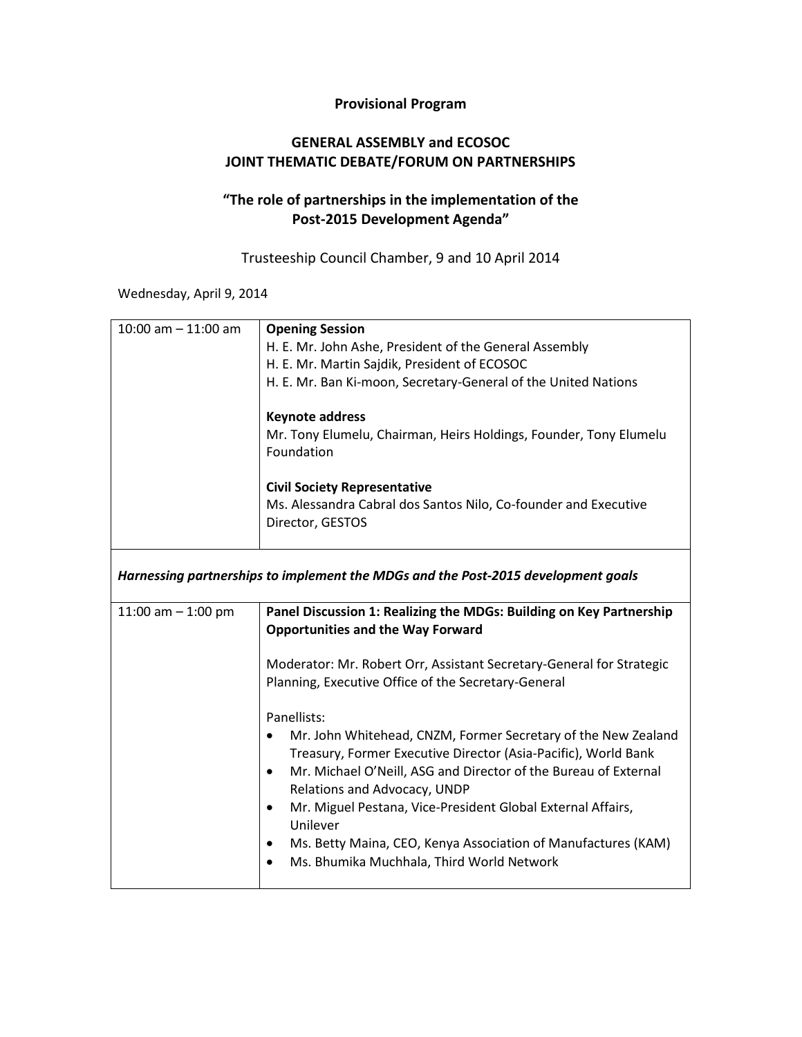**Provisional Program**

**GENERAL ASSEMBLY and ECOSOC**
**JOINT THEMATIC DEBATE/FORUM ON PARTNERSHIPS**

**"The role of partnerships in the implementation of the Post-2015 Development Agenda"**

Trusteeship Council Chamber, 9 and 10 April 2014

Wednesday, April 9, 2014

| | |
|---|---|
| 10:00 am – 11:00 am | **Opening Session**<br>H. E. Mr. John Ashe, President of the General Assembly<br>H. E. Mr. Martin Sajdik, President of ECOSOC<br>H. E. Mr. Ban Ki-moon, Secretary-General of the United Nations<br><br>**Keynote address**<br>Mr. Tony Elumelu, Chairman, Heirs Holdings, Founder, Tony Elumelu Foundation<br><br>**Civil Society Representative**<br>Ms. Alessandra Cabral dos Santos Nilo, Co-founder and Executive Director, GESTOS |
| ***Harnessing partnerships to implement the MDGs and the Post-2015 development goals*** | |
| 11:00 am – 1:00 pm | **Panel Discussion 1: Realizing the MDGs: Building on Key Partnership Opportunities and the Way Forward**<br><br>Moderator: Mr. Robert Orr, Assistant Secretary-General for Strategic Planning, Executive Office of the Secretary-General<br><br>Panellists:<br>• Mr. John Whitehead, CNZM, Former Secretary of the New Zealand Treasury, Former Executive Director (Asia-Pacific), World Bank<br>• Mr. Michael O'Neill, ASG and Director of the Bureau of External Relations and Advocacy, UNDP<br>• Mr. Miguel Pestana, Vice-President Global External Affairs, Unilever<br>• Ms. Betty Maina, CEO, Kenya Association of Manufactures (KAM)<br>• Ms. Bhumika Muchhala, Third World Network |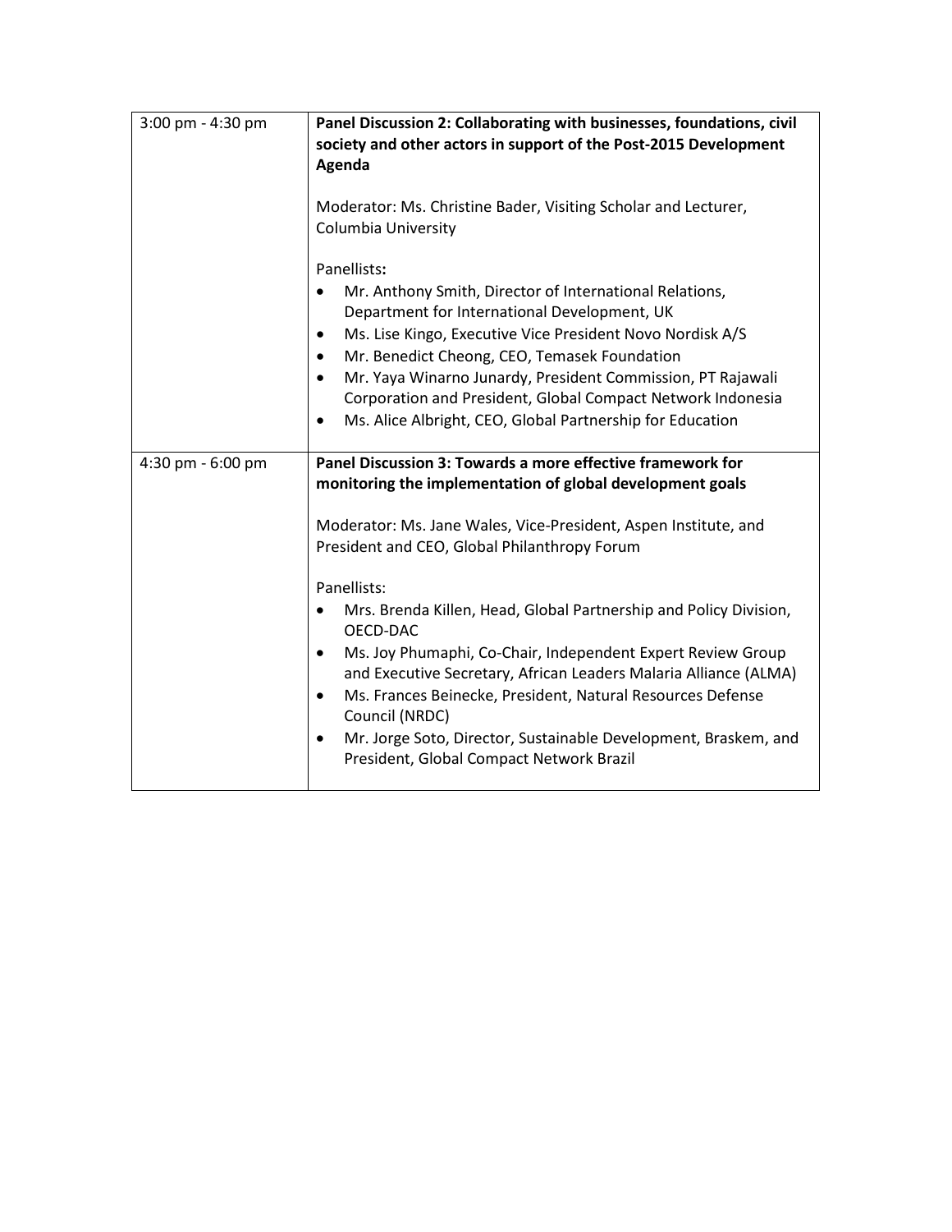| | |
|---|---|
| 3:00 pm - 4:30 pm | **Panel Discussion 2: Collaborating with businesses, foundations, civil society and other actors in support of the Post-2015 Development Agenda**<br><br>Moderator: Ms. Christine Bader, Visiting Scholar and Lecturer, Columbia University<br><br>Panellists**:**<br>• Mr. Anthony Smith, Director of International Relations, Department for International Development, UK<br>• Ms. Lise Kingo, Executive Vice President Novo Nordisk A/S<br>• Mr. Benedict Cheong, CEO, Temasek Foundation<br>• Mr. Yaya Winarno Junardy, President Commission, PT Rajawali Corporation and President, Global Compact Network Indonesia<br>• Ms. Alice Albright, CEO, Global Partnership for Education |
| 4:30 pm - 6:00 pm | **Panel Discussion 3: Towards a more effective framework for monitoring the implementation of global development goals**<br><br>Moderator: Ms. Jane Wales, Vice-President, Aspen Institute, and President and CEO, Global Philanthropy Forum<br><br>Panellists:<br>• Mrs. Brenda Killen, Head, Global Partnership and Policy Division, OECD-DAC<br>• Ms. Joy Phumaphi, Co-Chair, Independent Expert Review Group and Executive Secretary, African Leaders Malaria Alliance (ALMA)<br>• Ms. Frances Beinecke, President, Natural Resources Defense Council (NRDC)<br>• Mr. Jorge Soto, Director, Sustainable Development, Braskem, and President, Global Compact Network Brazil |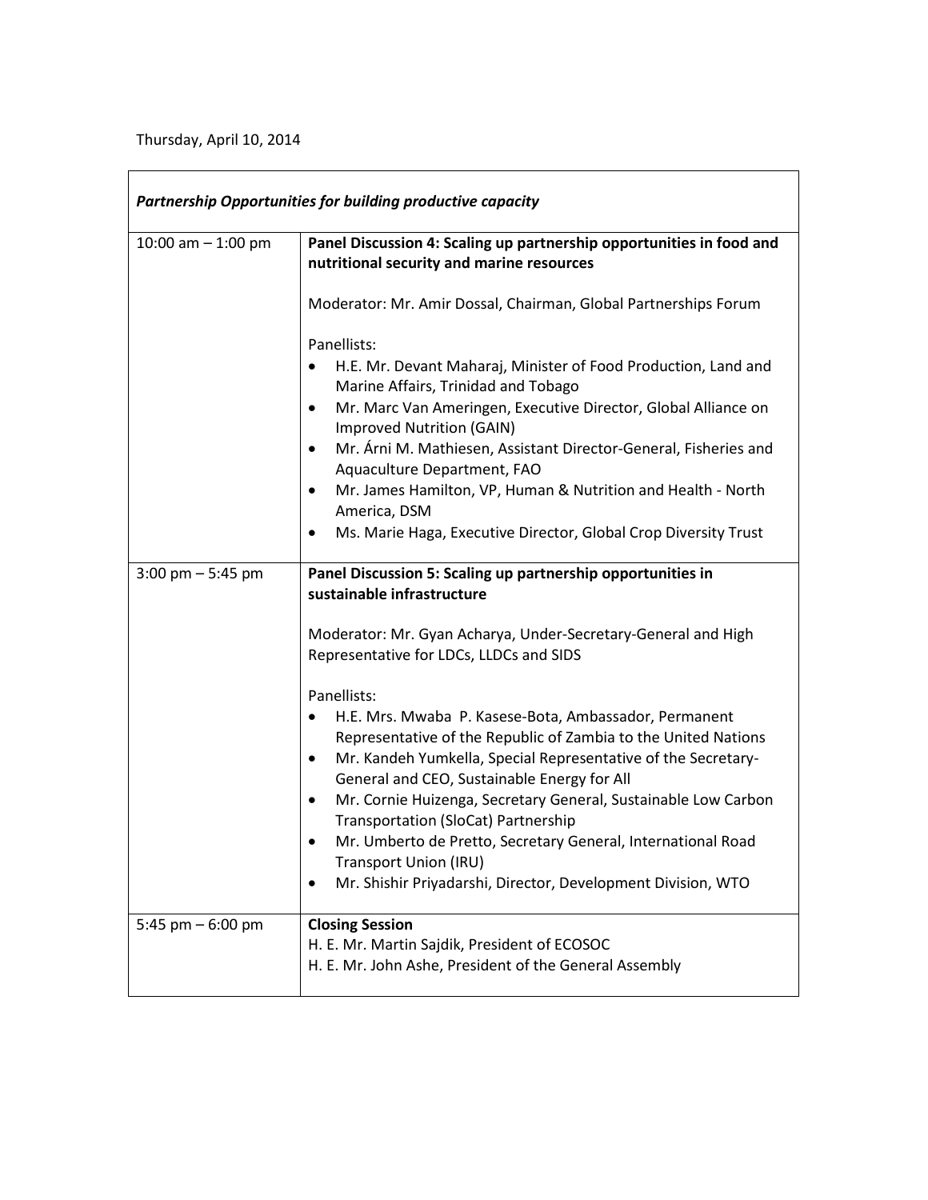Thursday, April 10, 2014

| | |
|---|---|
| ***Partnership Opportunities for building productive capacity*** | |
| 10:00 am – 1:00 pm | **Panel Discussion 4: Scaling up partnership opportunities in food and nutritional security and marine resources**<br><br>Moderator: Mr. Amir Dossal, Chairman, Global Partnerships Forum<br><br>Panellists:<br>• H.E. Mr. Devant Maharaj, Minister of Food Production, Land and Marine Affairs, Trinidad and Tobago<br>• Mr. Marc Van Ameringen, Executive Director, Global Alliance on Improved Nutrition (GAIN)<br>• Mr. Árni M. Mathiesen, Assistant Director-General, Fisheries and Aquaculture Department, FAO<br>• Mr. James Hamilton, VP, Human & Nutrition and Health - North America, DSM<br>• Ms. Marie Haga, Executive Director, Global Crop Diversity Trust |
| 3:00 pm – 5:45 pm | **Panel Discussion 5: Scaling up partnership opportunities in sustainable infrastructure**<br><br>Moderator: Mr. Gyan Acharya, Under-Secretary-General and High Representative for LDCs, LLDCs and SIDS<br><br>Panellists:<br>• H.E. Mrs. Mwaba P. Kasese-Bota, Ambassador, Permanent Representative of the Republic of Zambia to the United Nations<br>• Mr. Kandeh Yumkella, Special Representative of the Secretary-General and CEO, Sustainable Energy for All<br>• Mr. Cornie Huizenga, Secretary General, Sustainable Low Carbon Transportation (SloCat) Partnership<br>• Mr. Umberto de Pretto, Secretary General, International Road Transport Union (IRU)<br>• Mr. Shishir Priyadarshi, Director, Development Division, WTO |
| 5:45 pm – 6:00 pm | **Closing Session**<br>H. E. Mr. Martin Sajdik, President of ECOSOC<br>H. E. Mr. John Ashe, President of the General Assembly |